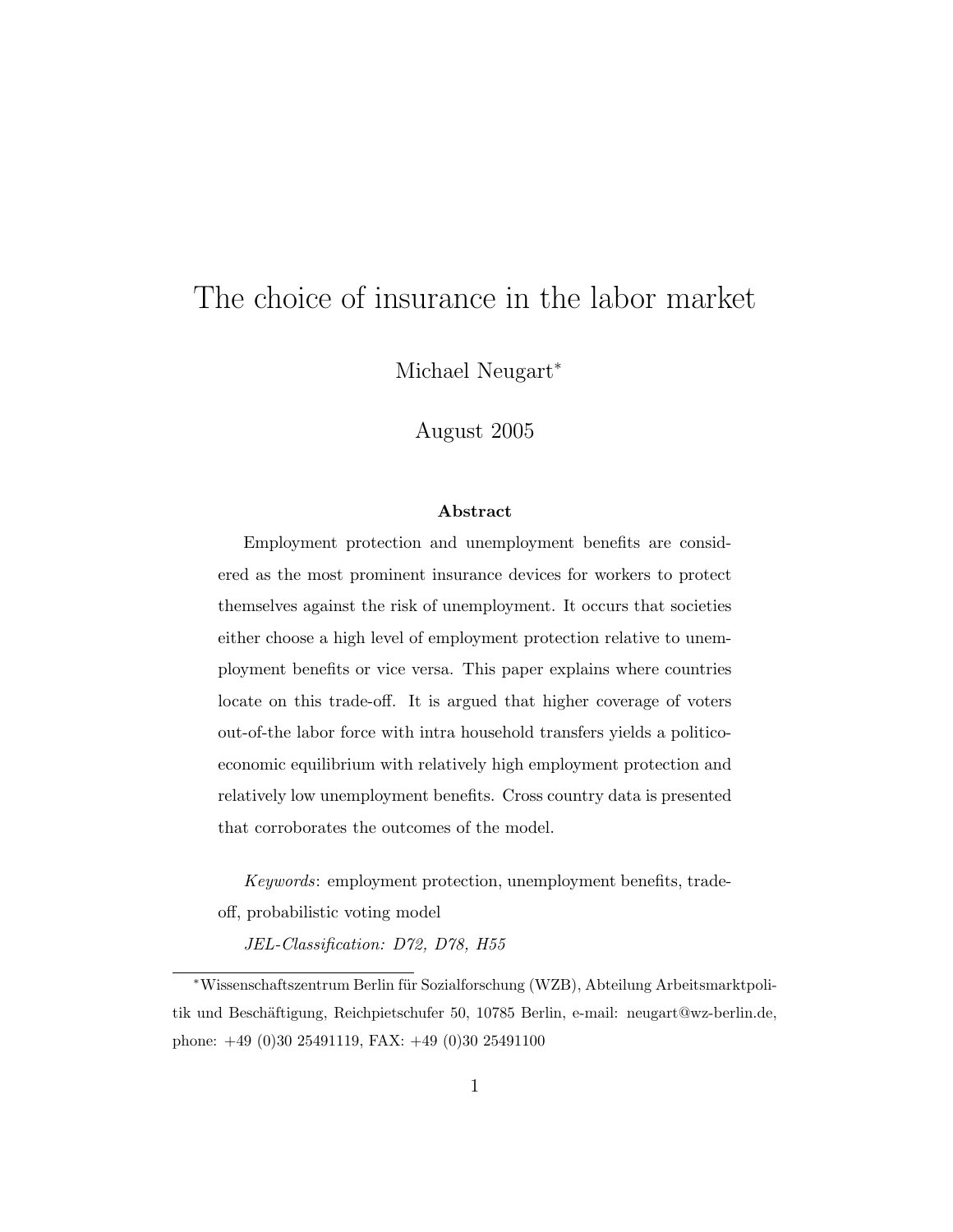# The choice of insurance in the labor market

Michael Neugart*

August 2005

### Abstract

Employment protection and unemployment benefits are considered as the most prominent insurance devices for workers to protect themselves against the risk of unemployment. It occurs that societies either choose a high level of employment protection relative to unemployment benefits or vice versa. This paper explains where countries locate on this trade-off. It is argued that higher coverage of voters out-of-the labor force with intra household transfers yields a politico-economic equilibrium with relatively high employment protection and relatively low unemployment benefits. Cross country data is presented that corroborates the outcomes of the model.

*Keywords*: employment protection, unemployment benefits, trade-off, probabilistic voting model

*JEL-Classification: D72, D78, H55*

---

*Wissenschaftszentrum Berlin für Sozialforschung (WZB), Abteilung Arbeitsmarktpolitik und Beschäftigung, Reichpietschufer 50, 10785 Berlin, e-mail: neugart@wz-berlin.de, phone: +49 (0)30 25491119, FAX: +49 (0)30 25491100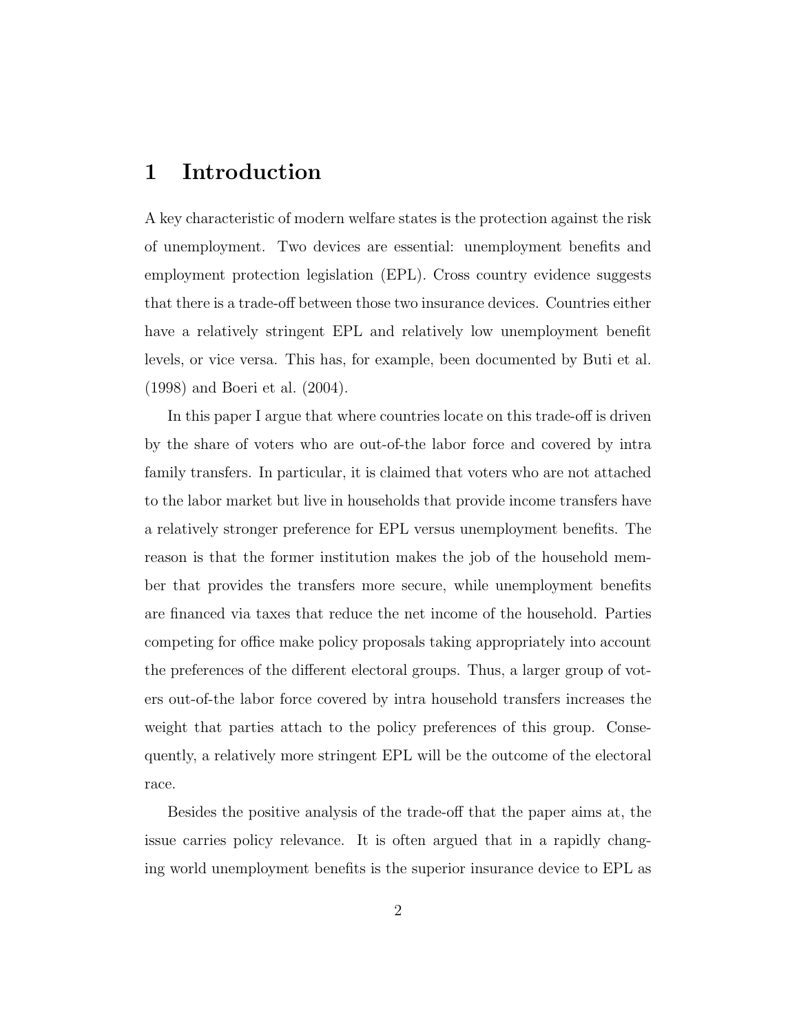# 1 Introduction

A key characteristic of modern welfare states is the protection against the risk of unemployment. Two devices are essential: unemployment benefits and employment protection legislation (EPL). Cross country evidence suggests that there is a trade-off between those two insurance devices. Countries either have a relatively stringent EPL and relatively low unemployment benefit levels, or vice versa. This has, for example, been documented by Buti et al. (1998) and Boeri et al. (2004).

In this paper I argue that where countries locate on this trade-off is driven by the share of voters who are out-of-the labor force and covered by intra family transfers. In particular, it is claimed that voters who are not attached to the labor market but live in households that provide income transfers have a relatively stronger preference for EPL versus unemployment benefits. The reason is that the former institution makes the job of the household member that provides the transfers more secure, while unemployment benefits are financed via taxes that reduce the net income of the household. Parties competing for office make policy proposals taking appropriately into account the preferences of the different electoral groups. Thus, a larger group of voters out-of-the labor force covered by intra household transfers increases the weight that parties attach to the policy preferences of this group. Consequently, a relatively more stringent EPL will be the outcome of the electoral race.

Besides the positive analysis of the trade-off that the paper aims at, the issue carries policy relevance. It is often argued that in a rapidly changing world unemployment benefits is the superior insurance device to EPL as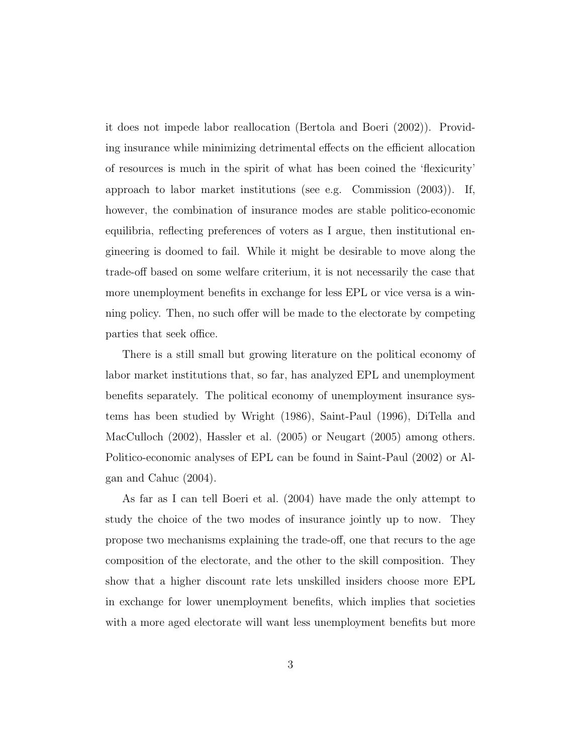it does not impede labor reallocation (Bertola and Boeri (2002)). Providing insurance while minimizing detrimental effects on the efficient allocation of resources is much in the spirit of what has been coined the 'flexicurity' approach to labor market institutions (see e.g. Commission (2003)). If, however, the combination of insurance modes are stable politico-economic equilibria, reflecting preferences of voters as I argue, then institutional engineering is doomed to fail. While it might be desirable to move along the trade-off based on some welfare criterium, it is not necessarily the case that more unemployment benefits in exchange for less EPL or vice versa is a winning policy. Then, no such offer will be made to the electorate by competing parties that seek office.

There is a still small but growing literature on the political economy of labor market institutions that, so far, has analyzed EPL and unemployment benefits separately. The political economy of unemployment insurance systems has been studied by Wright (1986), Saint-Paul (1996), DiTella and MacCulloch (2002), Hassler et al. (2005) or Neugart (2005) among others. Politico-economic analyses of EPL can be found in Saint-Paul (2002) or Algan and Cahuc (2004).

As far as I can tell Boeri et al. (2004) have made the only attempt to study the choice of the two modes of insurance jointly up to now. They propose two mechanisms explaining the trade-off, one that recurs to the age composition of the electorate, and the other to the skill composition. They show that a higher discount rate lets unskilled insiders choose more EPL in exchange for lower unemployment benefits, which implies that societies with a more aged electorate will want less unemployment benefits but more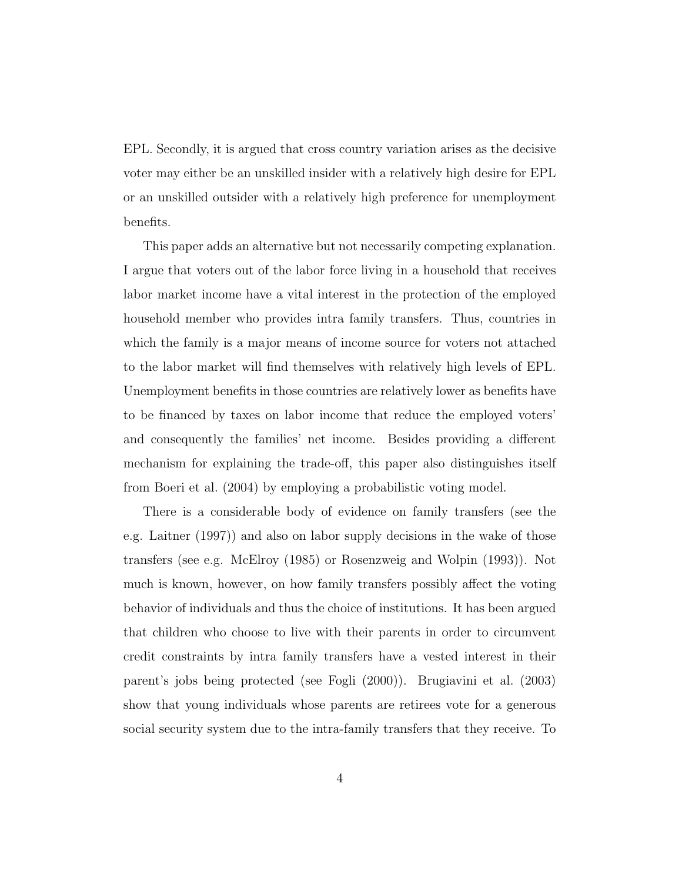EPL. Secondly, it is argued that cross country variation arises as the decisive voter may either be an unskilled insider with a relatively high desire for EPL or an unskilled outsider with a relatively high preference for unemployment benefits.

This paper adds an alternative but not necessarily competing explanation. I argue that voters out of the labor force living in a household that receives labor market income have a vital interest in the protection of the employed household member who provides intra family transfers. Thus, countries in which the family is a major means of income source for voters not attached to the labor market will find themselves with relatively high levels of EPL. Unemployment benefits in those countries are relatively lower as benefits have to be financed by taxes on labor income that reduce the employed voters' and consequently the families' net income. Besides providing a different mechanism for explaining the trade-off, this paper also distinguishes itself from Boeri et al. (2004) by employing a probabilistic voting model.

There is a considerable body of evidence on family transfers (see the e.g. Laitner (1997)) and also on labor supply decisions in the wake of those transfers (see e.g. McElroy (1985) or Rosenzweig and Wolpin (1993)). Not much is known, however, on how family transfers possibly affect the voting behavior of individuals and thus the choice of institutions. It has been argued that children who choose to live with their parents in order to circumvent credit constraints by intra family transfers have a vested interest in their parent's jobs being protected (see Fogli (2000)). Brugiavini et al. (2003) show that young individuals whose parents are retirees vote for a generous social security system due to the intra-family transfers that they receive. To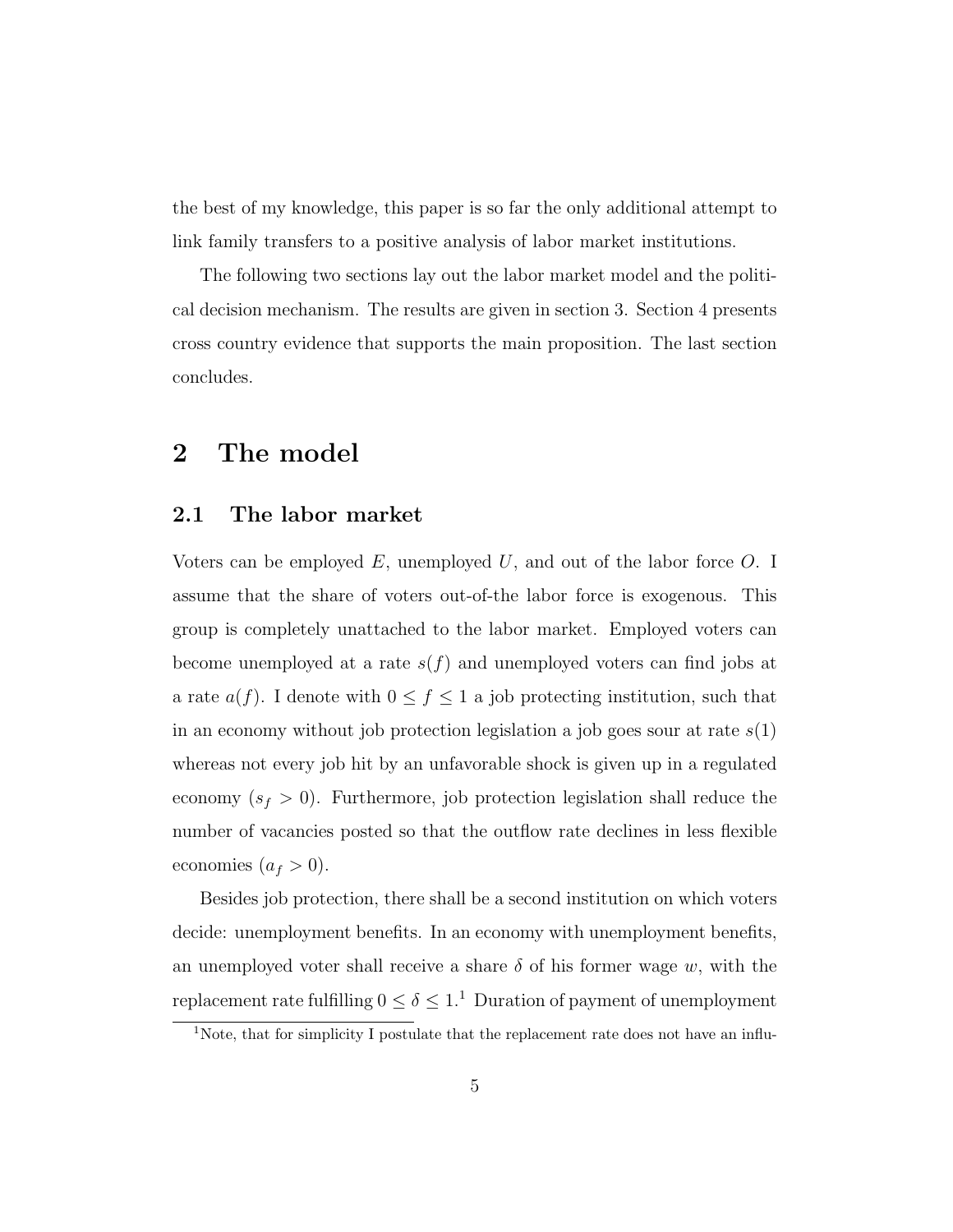the best of my knowledge, this paper is so far the only additional attempt to link family transfers to a positive analysis of labor market institutions.

The following two sections lay out the labor market model and the political decision mechanism. The results are given in section 3. Section 4 presents cross country evidence that supports the main proposition. The last section concludes.

# 2 The model

## 2.1 The labor market

Voters can be employed $E$, unemployed $U$, and out of the labor force $O$. I assume that the share of voters out-of-the labor force is exogenous. This group is completely unattached to the labor market. Employed voters can become unemployed at a rate $s(f)$ and unemployed voters can find jobs at a rate $a(f)$. I denote with $0 \leq f \leq 1$ a job protecting institution, such that in an economy without job protection legislation a job goes sour at rate $s(1)$ whereas not every job hit by an unfavorable shock is given up in a regulated economy ($s_f > 0$). Furthermore, job protection legislation shall reduce the number of vacancies posted so that the outflow rate declines in less flexible economies ($a_f > 0$).

Besides job protection, there shall be a second institution on which voters decide: unemployment benefits. In an economy with unemployment benefits, an unemployed voter shall receive a share $\delta$ of his former wage $w$, with the replacement rate fulfilling $0 \leq \delta \leq 1$.[1] Duration of payment of unemployment

[1] Note, that for simplicity I postulate that the replacement rate does not have an influ-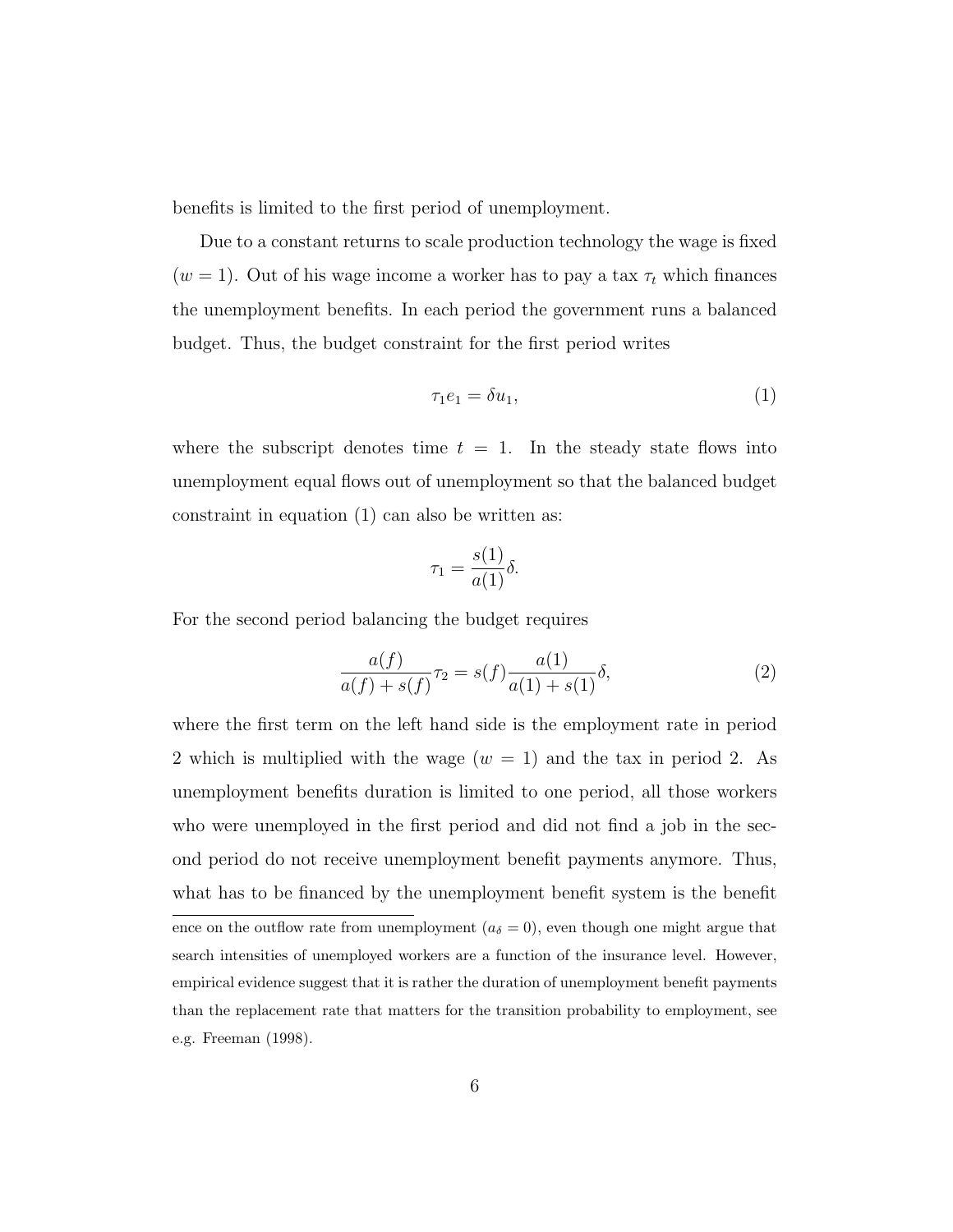benefits is limited to the first period of unemployment.

Due to a constant returns to scale production technology the wage is fixed ($w = 1$). Out of his wage income a worker has to pay a tax $\tau_t$ which finances the unemployment benefits. In each period the government runs a balanced budget. Thus, the budget constraint for the first period writes

$$\tau_1 e_1 = \delta u_1, \tag{1}$$

where the subscript denotes time $t = 1$. In the steady state flows into unemployment equal flows out of unemployment so that the balanced budget constraint in equation (1) can also be written as:

$$\tau_1 = \frac{s(1)}{a(1)}\delta.$$

For the second period balancing the budget requires

$$\frac{a(f)}{a(f) + s(f)}\tau_2 = s(f)\frac{a(1)}{a(1) + s(1)}\delta, \tag{2}$$

where the first term on the left hand side is the employment rate in period 2 which is multiplied with the wage ($w = 1$) and the tax in period 2. As unemployment benefits duration is limited to one period, all those workers who were unemployed in the first period and did not find a job in the second period do not receive unemployment benefit payments anymore. Thus, what has to be financed by the unemployment benefit system is the benefit

ence on the outflow rate from unemployment ($a_\delta = 0$), even though one might argue that search intensities of unemployed workers are a function of the insurance level. However, empirical evidence suggest that it is rather the duration of unemployment benefit payments than the replacement rate that matters for the transition probability to employment, see e.g. Freeman (1998).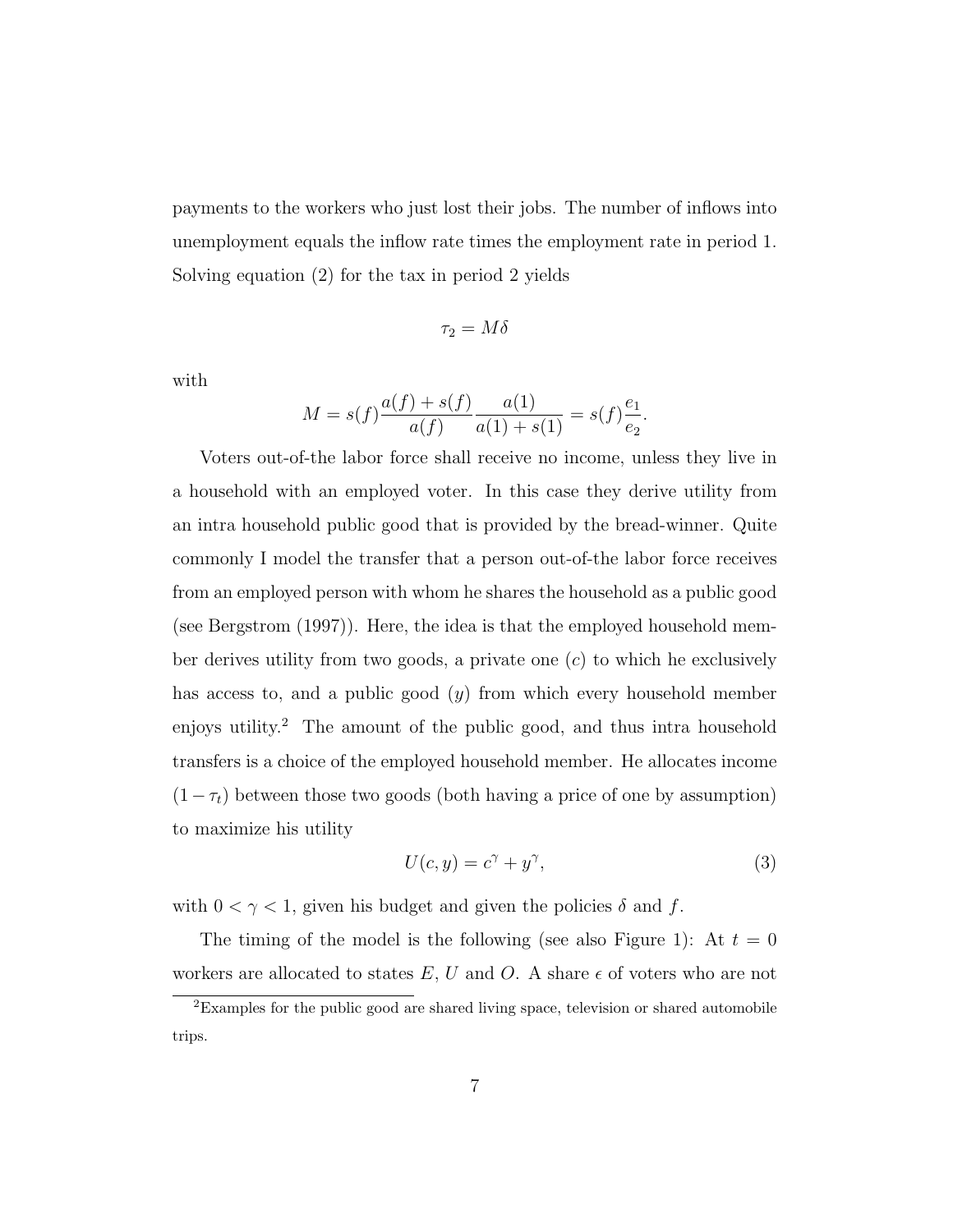payments to the workers who just lost their jobs. The number of inflows into unemployment equals the inflow rate times the employment rate in period 1. Solving equation (2) for the tax in period 2 yields

$$\tau_2 = M\delta$$

with

$$M = s(f)\frac{a(f)+s(f)}{a(f)}\frac{a(1)}{a(1)+s(1)} = s(f)\frac{e_1}{e_2}.$$

Voters out-of-the labor force shall receive no income, unless they live in a household with an employed voter. In this case they derive utility from an intra household public good that is provided by the bread-winner. Quite commonly I model the transfer that a person out-of-the labor force receives from an employed person with whom he shares the household as a public good (see Bergstrom (1997)). Here, the idea is that the employed household member derives utility from two goods, a private one ($c$) to which he exclusively has access to, and a public good ($y$) from which every household member enjoys utility.[2] The amount of the public good, and thus intra household transfers is a choice of the employed household member. He allocates income $(1-\tau_t)$ between those two goods (both having a price of one by assumption) to maximize his utility

$$U(c, y) = c^{\gamma} + y^{\gamma}, \tag{3}$$

with $0 < \gamma < 1$, given his budget and given the policies $\delta$ and $f$.

The timing of the model is the following (see also Figure 1): At $t = 0$ workers are allocated to states $E$, $U$ and $O$. A share $\epsilon$ of voters who are not

[2]Examples for the public good are shared living space, television or shared automobile trips.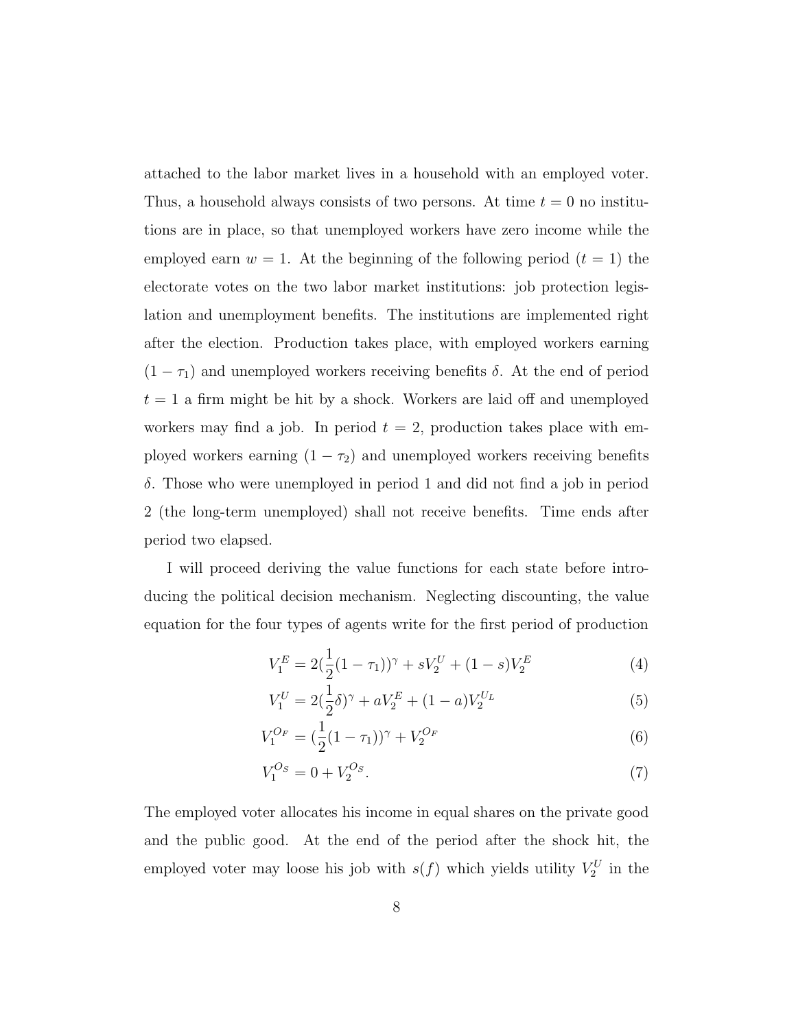attached to the labor market lives in a household with an employed voter. Thus, a household always consists of two persons. At time $t = 0$ no institutions are in place, so that unemployed workers have zero income while the employed earn $w = 1$. At the beginning of the following period ($t = 1$) the electorate votes on the two labor market institutions: job protection legislation and unemployment benefits. The institutions are implemented right after the election. Production takes place, with employed workers earning $(1 - \tau_1)$ and unemployed workers receiving benefits $\delta$. At the end of period $t = 1$ a firm might be hit by a shock. Workers are laid off and unemployed workers may find a job. In period $t = 2$, production takes place with employed workers earning $(1 - \tau_2)$ and unemployed workers receiving benefits $\delta$. Those who were unemployed in period 1 and did not find a job in period 2 (the long-term unemployed) shall not receive benefits. Time ends after period two elapsed.

I will proceed deriving the value functions for each state before introducing the political decision mechanism. Neglecting discounting, the value equation for the four types of agents write for the first period of production

$$V_1^E = 2(\frac{1}{2}(1 - \tau_1))^\gamma + sV_2^U + (1 - s)V_2^E \tag{4}$$

$$V_1^U = 2(\frac{1}{2}\delta)^\gamma + aV_2^E + (1 - a)V_2^{U_L} \tag{5}$$

$$V_1^{O_F} = (\frac{1}{2}(1 - \tau_1))^\gamma + V_2^{O_F} \tag{6}$$

$$V_1^{O_S} = 0 + V_2^{O_S}. \tag{7}$$

The employed voter allocates his income in equal shares on the private good and the public good. At the end of the period after the shock hit, the employed voter may loose his job with $s(f)$ which yields utility $V_2^U$ in the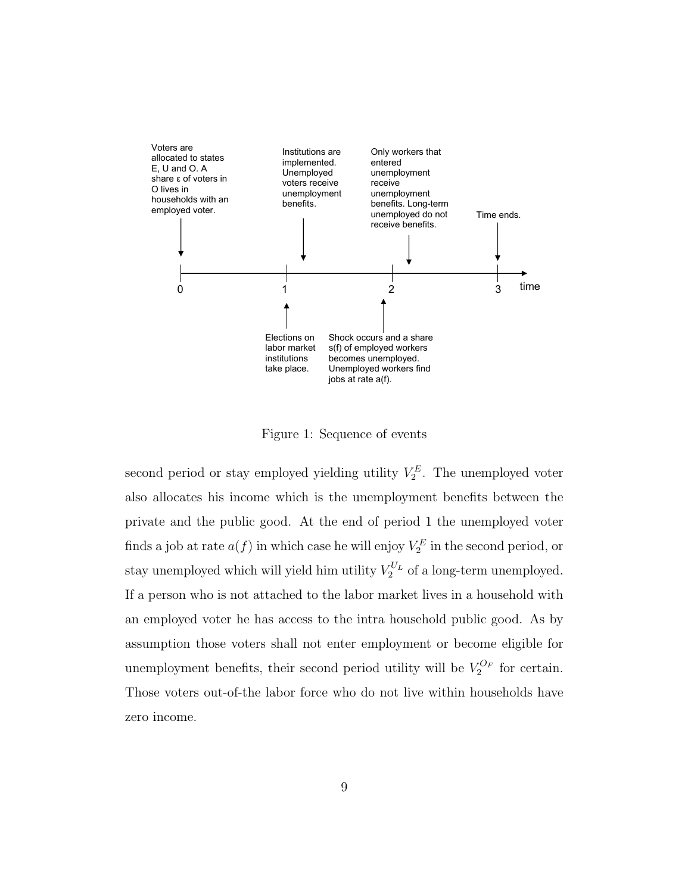Figure 1: Sequence of events

second period or stay employed yielding utility $V_2^E$. The unemployed voter also allocates his income which is the unemployment benefits between the private and the public good. At the end of period 1 the unemployed voter finds a job at rate $a(f)$ in which case he will enjoy $V_2^E$ in the second period, or stay unemployed which will yield him utility $V_2^{U_L}$ of a long-term unemployed. If a person who is not attached to the labor market lives in a household with an employed voter he has access to the intra household public good. As by assumption those voters shall not enter employment or become eligible for unemployment benefits, their second period utility will be $V_2^{O_F}$ for certain. Those voters out-of-the labor force who do not live within households have zero income.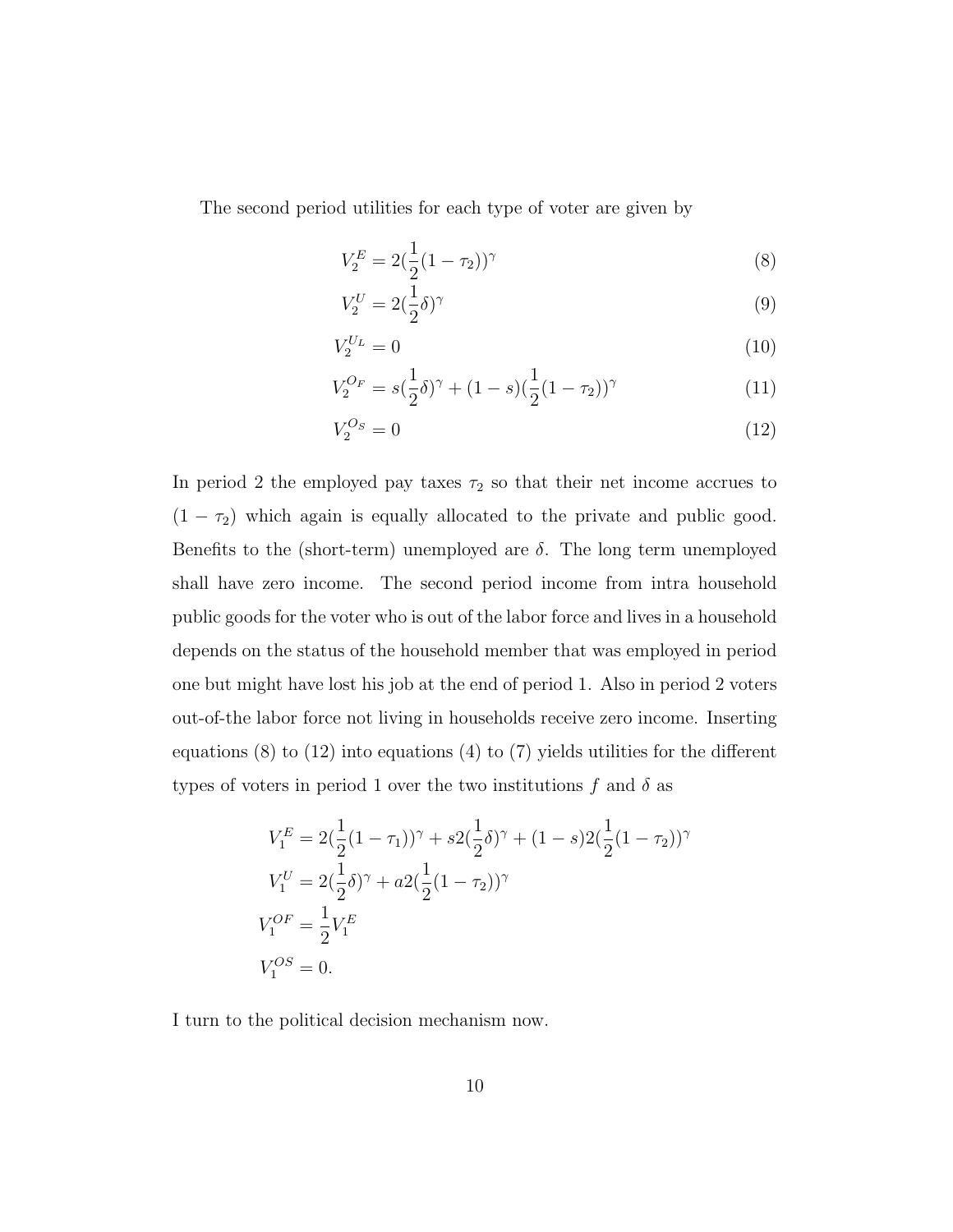The second period utilities for each type of voter are given by

$$V_2^E = 2(\frac{1}{2}(1-\tau_2))^\gamma \tag{8}$$

$$V_2^U = 2(\frac{1}{2}\delta)^\gamma \tag{9}$$

$$V_2^{U_L} = 0 \tag{10}$$

$$V_2^{O_F} = s(\frac{1}{2}\delta)^\gamma + (1-s)(\frac{1}{2}(1-\tau_2))^\gamma \tag{11}$$

$$V_2^{O_S} = 0 \tag{12}$$

In period 2 the employed pay taxes $\tau_2$ so that their net income accrues to $(1-\tau_2)$ which again is equally allocated to the private and public good. Benefits to the (short-term) unemployed are $\delta$. The long term unemployed shall have zero income. The second period income from intra household public goods for the voter who is out of the labor force and lives in a household depends on the status of the household member that was employed in period one but might have lost his job at the end of period 1. Also in period 2 voters out-of-the labor force not living in households receive zero income. Inserting equations (8) to (12) into equations (4) to (7) yields utilities for the different types of voters in period 1 over the two institutions $f$ and $\delta$ as

$$V_1^E = 2(\frac{1}{2}(1-\tau_1))^\gamma + s2(\frac{1}{2}\delta)^\gamma + (1-s)2(\frac{1}{2}(1-\tau_2))^\gamma$$

$$V_1^U = 2(\frac{1}{2}\delta)^\gamma + a2(\frac{1}{2}(1-\tau_2))^\gamma$$

$$V_1^{OF} = \frac{1}{2}V_1^E$$

$$V_1^{OS} = 0.$$

I turn to the political decision mechanism now.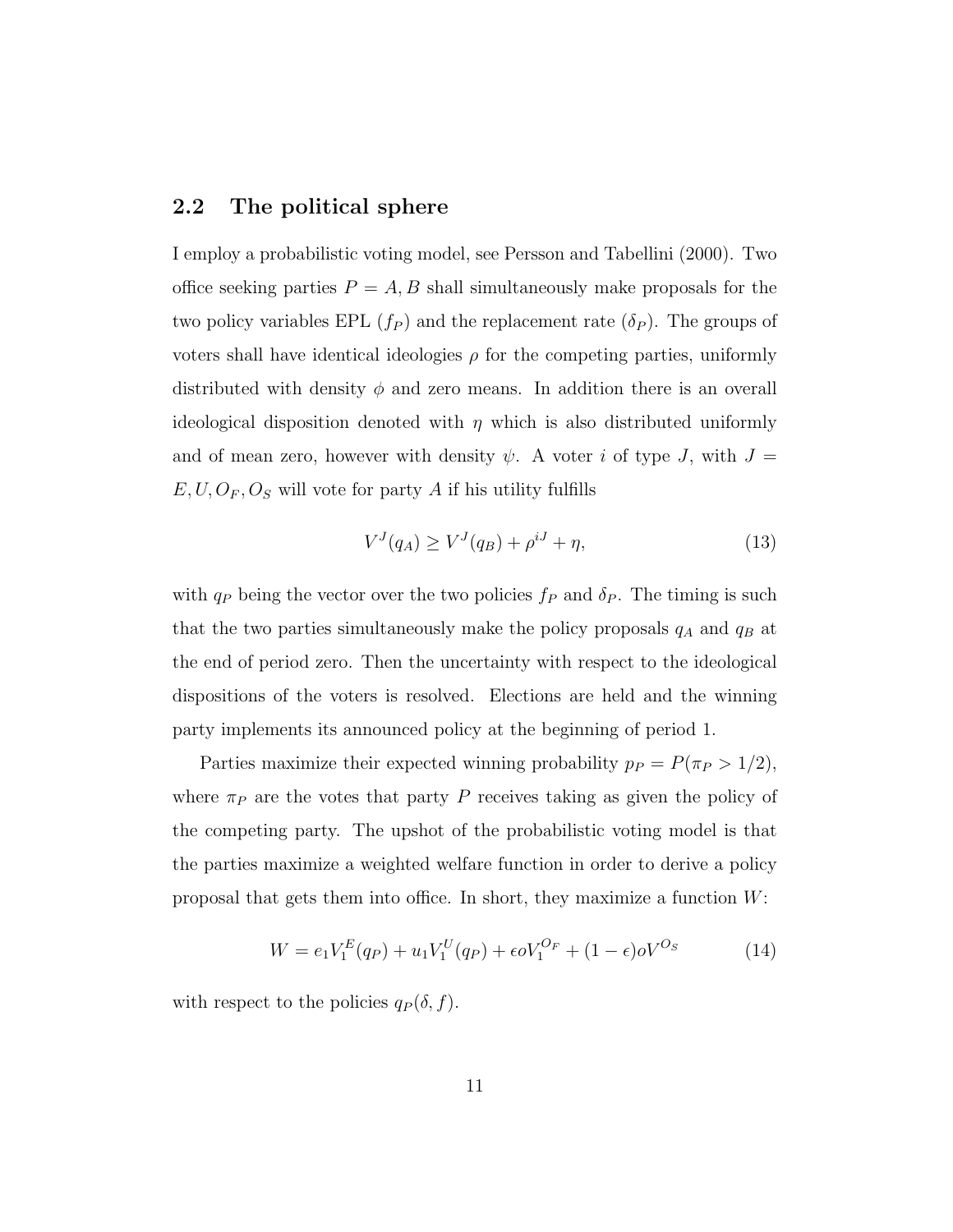## 2.2 The political sphere

I employ a probabilistic voting model, see Persson and Tabellini (2000). Two office seeking parties $P = A, B$ shall simultaneously make proposals for the two policy variables EPL ($f_P$) and the replacement rate ($\delta_P$). The groups of voters shall have identical ideologies $\rho$ for the competing parties, uniformly distributed with density $\phi$ and zero means. In addition there is an overall ideological disposition denoted with $\eta$ which is also distributed uniformly and of mean zero, however with density $\psi$. A voter $i$ of type $J$, with $J = E, U, O_F, O_S$ will vote for party $A$ if his utility fulfills

$$V^J(q_A) \geq V^J(q_B) + \rho^{iJ} + \eta, \tag{13}$$

with $q_P$ being the vector over the two policies $f_P$ and $\delta_P$. The timing is such that the two parties simultaneously make the policy proposals $q_A$ and $q_B$ at the end of period zero. Then the uncertainty with respect to the ideological dispositions of the voters is resolved. Elections are held and the winning party implements its announced policy at the beginning of period 1.

Parties maximize their expected winning probability $p_P = P(\pi_P > 1/2)$, where $\pi_P$ are the votes that party $P$ receives taking as given the policy of the competing party. The upshot of the probabilistic voting model is that the parties maximize a weighted welfare function in order to derive a policy proposal that gets them into office. In short, they maximize a function $W$:

$$W = e_1 V_1^E(q_P) + u_1 V_1^U(q_P) + \epsilon o V_1^{O_F} + (1-\epsilon) o V^{O_S} \tag{14}$$

with respect to the policies $q_P(\delta, f)$.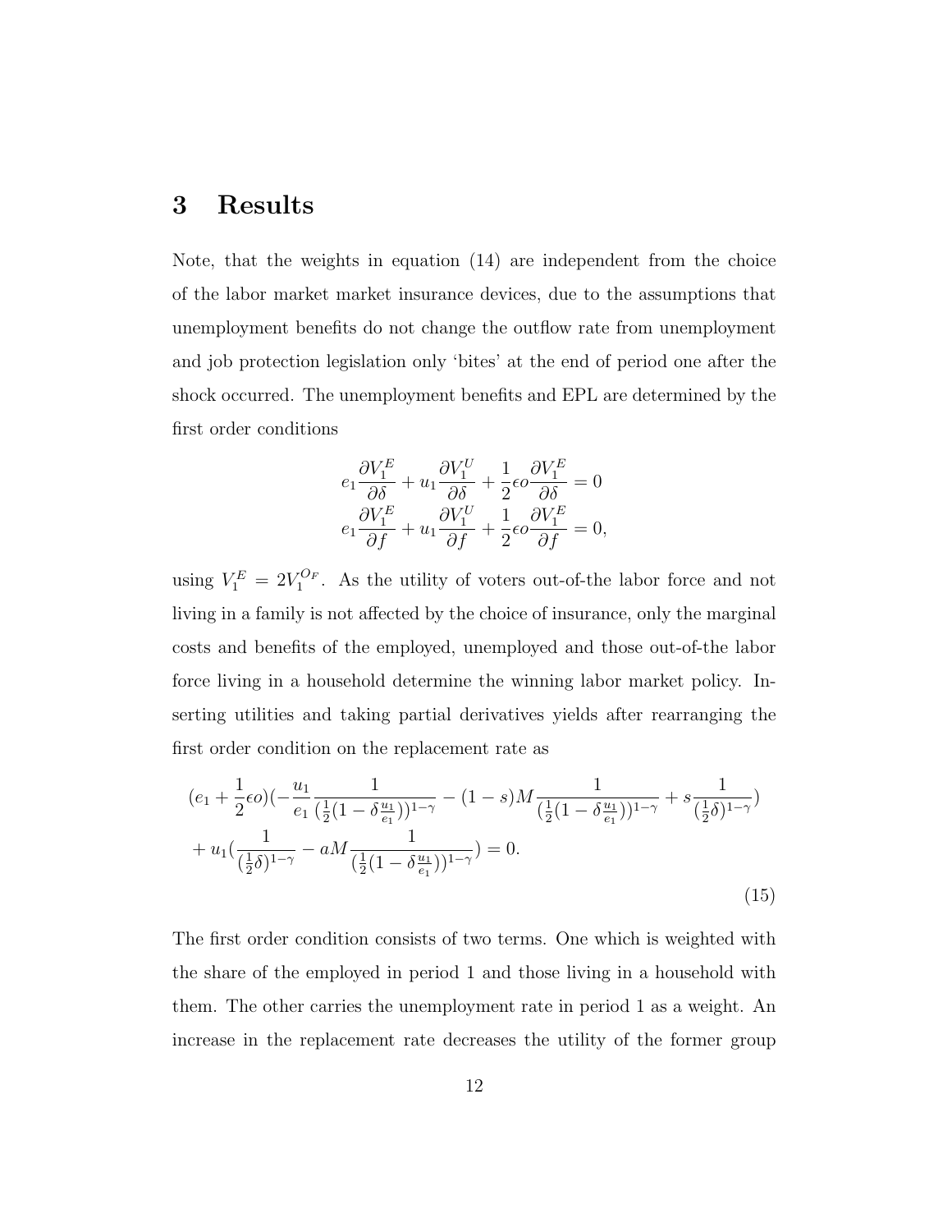# 3 Results

Note, that the weights in equation (14) are independent from the choice of the labor market market insurance devices, due to the assumptions that unemployment benefits do not change the outflow rate from unemployment and job protection legislation only 'bites' at the end of period one after the shock occurred. The unemployment benefits and EPL are determined by the first order conditions

$$
\begin{aligned}
e_1 \frac{\partial V_1^E}{\partial \delta} + u_1 \frac{\partial V_1^U}{\partial \delta} + \frac{1}{2} \epsilon o \frac{\partial V_1^E}{\partial \delta} = 0 \\
e_1 \frac{\partial V_1^E}{\partial f} + u_1 \frac{\partial V_1^U}{\partial f} + \frac{1}{2} \epsilon o \frac{\partial V_1^E}{\partial f} = 0,
\end{aligned}
$$

using $V_1^E = 2V_1^{O_F}$. As the utility of voters out-of-the labor force and not living in a family is not affected by the choice of insurance, only the marginal costs and benefits of the employed, unemployed and those out-of-the labor force living in a household determine the winning labor market policy. Inserting utilities and taking partial derivatives yields after rearranging the first order condition on the replacement rate as

$$
\begin{aligned}
&(e_1 + \frac{1}{2}\epsilon o)(-\frac{u_1}{e_1} \frac{1}{(\frac{1}{2}(1 - \delta \frac{u_1}{e_1}))^{1-\gamma}} - (1-s)M \frac{1}{(\frac{1}{2}(1 - \delta \frac{u_1}{e_1}))^{1-\gamma}} + s \frac{1}{(\frac{1}{2}\delta)^{1-\gamma}}) \\
&+ u_1 (\frac{1}{(\frac{1}{2}\delta)^{1-\gamma}} - aM \frac{1}{(\frac{1}{2}(1 - \delta \frac{u_1}{e_1}))^{1-\gamma}}) = 0.
\end{aligned}
\tag{15}
$$

The first order condition consists of two terms. One which is weighted with the share of the employed in period 1 and those living in a household with them. The other carries the unemployment rate in period 1 as a weight. An increase in the replacement rate decreases the utility of the former group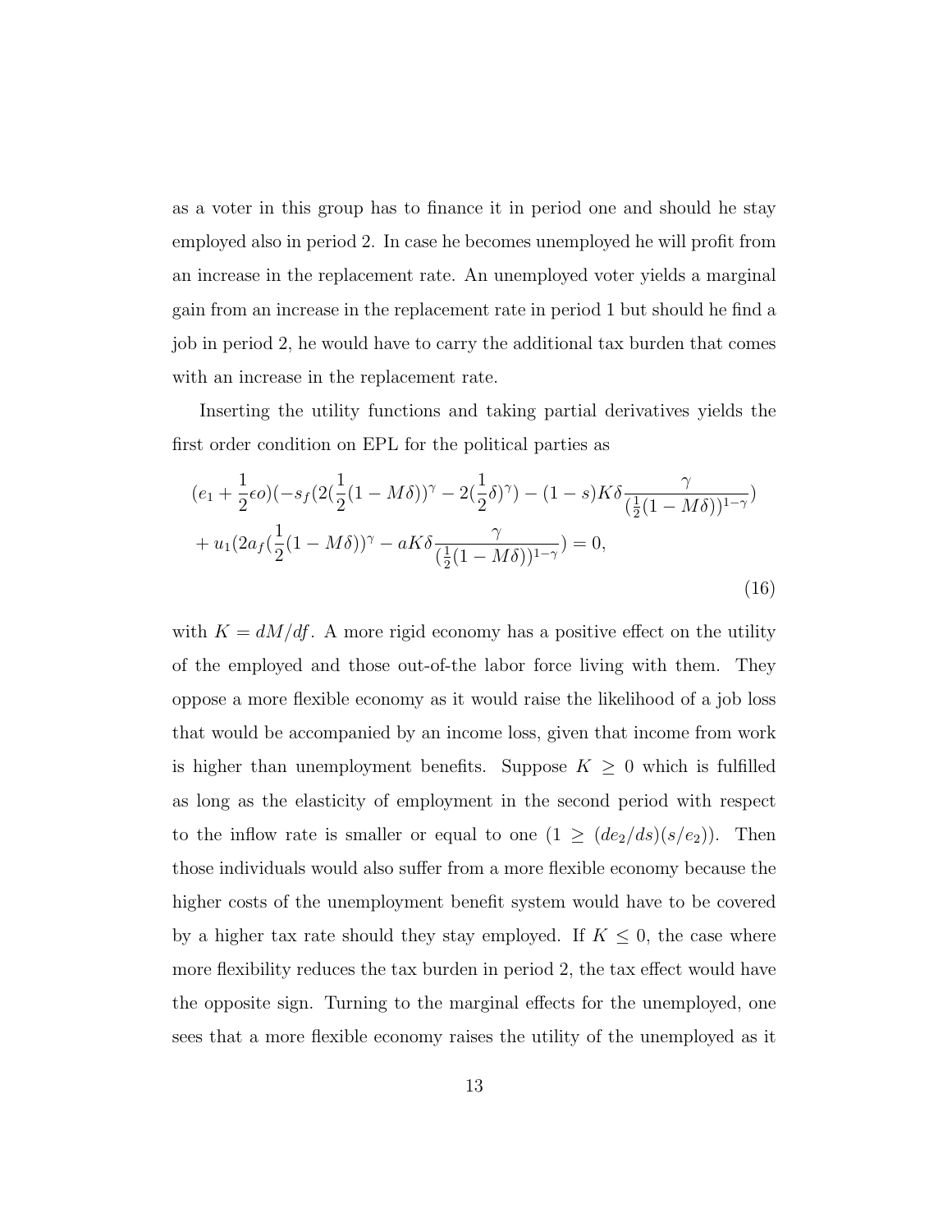as a voter in this group has to finance it in period one and should he stay employed also in period 2. In case he becomes unemployed he will profit from an increase in the replacement rate. An unemployed voter yields a marginal gain from an increase in the replacement rate in period 1 but should he find a job in period 2, he would have to carry the additional tax burden that comes with an increase in the replacement rate.

Inserting the utility functions and taking partial derivatives yields the first order condition on EPL for the political parties as

$$
\begin{aligned}
&(e_1 + \frac{1}{2}\epsilon o)(-s_f(2(\frac{1}{2}(1-M\delta))^\gamma - 2(\frac{1}{2}\delta)^\gamma) - (1-s)K\delta\frac{\gamma}{(\frac{1}{2}(1-M\delta))^{1-\gamma}}) \\
&+ u_1(2a_f(\frac{1}{2}(1-M\delta))^\gamma - aK\delta\frac{\gamma}{(\frac{1}{2}(1-M\delta))^{1-\gamma}}) = 0,
\end{aligned}
\tag{16}
$$

with $K = dM/df$. A more rigid economy has a positive effect on the utility of the employed and those out-of-the labor force living with them. They oppose a more flexible economy as it would raise the likelihood of a job loss that would be accompanied by an income loss, given that income from work is higher than unemployment benefits. Suppose $K \geq 0$ which is fulfilled as long as the elasticity of employment in the second period with respect to the inflow rate is smaller or equal to one ($1 \geq (de_2/ds)(s/e_2)$). Then those individuals would also suffer from a more flexible economy because the higher costs of the unemployment benefit system would have to be covered by a higher tax rate should they stay employed. If $K \leq 0$, the case where more flexibility reduces the tax burden in period 2, the tax effect would have the opposite sign. Turning to the marginal effects for the unemployed, one sees that a more flexible economy raises the utility of the unemployed as it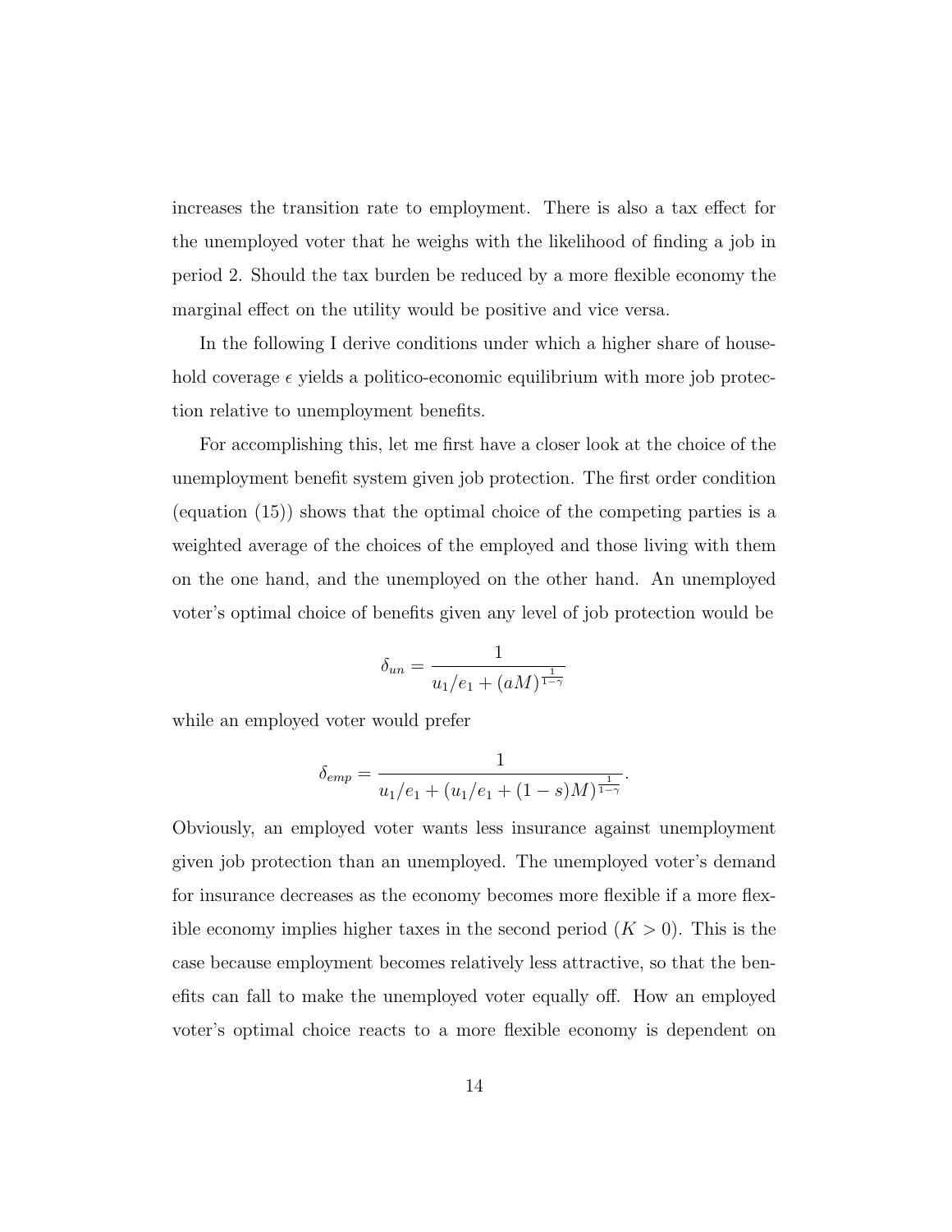increases the transition rate to employment. There is also a tax effect for the unemployed voter that he weighs with the likelihood of finding a job in period 2. Should the tax burden be reduced by a more flexible economy the marginal effect on the utility would be positive and vice versa.

In the following I derive conditions under which a higher share of household coverage $\epsilon$ yields a politico-economic equilibrium with more job protection relative to unemployment benefits.

For accomplishing this, let me first have a closer look at the choice of the unemployment benefit system given job protection. The first order condition (equation (15)) shows that the optimal choice of the competing parties is a weighted average of the choices of the employed and those living with them on the one hand, and the unemployed on the other hand. An unemployed voter's optimal choice of benefits given any level of job protection would be

$$\delta_{un} = \frac{1}{u_1/e_1 + (aM)^{\frac{1}{1-\gamma}}}$$

while an employed voter would prefer

$$\delta_{emp} = \frac{1}{u_1/e_1 + (u_1/e_1 + (1-s)M)^{\frac{1}{1-\gamma}}}.$$

Obviously, an employed voter wants less insurance against unemployment given job protection than an unemployed. The unemployed voter's demand for insurance decreases as the economy becomes more flexible if a more flexible economy implies higher taxes in the second period ($K > 0$). This is the case because employment becomes relatively less attractive, so that the benefits can fall to make the unemployed voter equally off. How an employed voter's optimal choice reacts to a more flexible economy is dependent on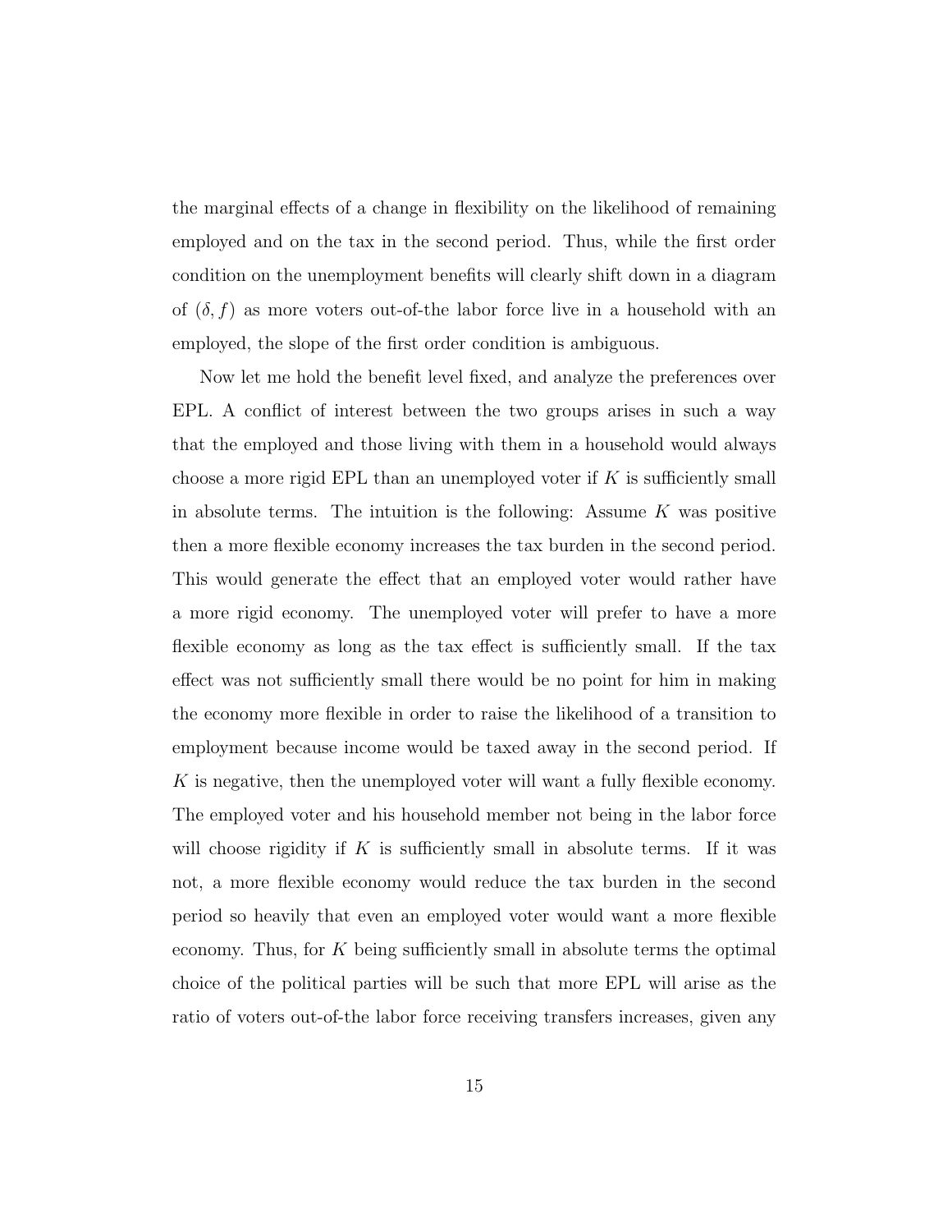the marginal effects of a change in flexibility on the likelihood of remaining employed and on the tax in the second period. Thus, while the first order condition on the unemployment benefits will clearly shift down in a diagram of $(\delta, f)$ as more voters out-of-the labor force live in a household with an employed, the slope of the first order condition is ambiguous.

Now let me hold the benefit level fixed, and analyze the preferences over EPL. A conflict of interest between the two groups arises in such a way that the employed and those living with them in a household would always choose a more rigid EPL than an unemployed voter if $K$ is sufficiently small in absolute terms. The intuition is the following: Assume $K$ was positive then a more flexible economy increases the tax burden in the second period. This would generate the effect that an employed voter would rather have a more rigid economy. The unemployed voter will prefer to have a more flexible economy as long as the tax effect is sufficiently small. If the tax effect was not sufficiently small there would be no point for him in making the economy more flexible in order to raise the likelihood of a transition to employment because income would be taxed away in the second period. If $K$ is negative, then the unemployed voter will want a fully flexible economy. The employed voter and his household member not being in the labor force will choose rigidity if $K$ is sufficiently small in absolute terms. If it was not, a more flexible economy would reduce the tax burden in the second period so heavily that even an employed voter would want a more flexible economy. Thus, for $K$ being sufficiently small in absolute terms the optimal choice of the political parties will be such that more EPL will arise as the ratio of voters out-of-the labor force receiving transfers increases, given any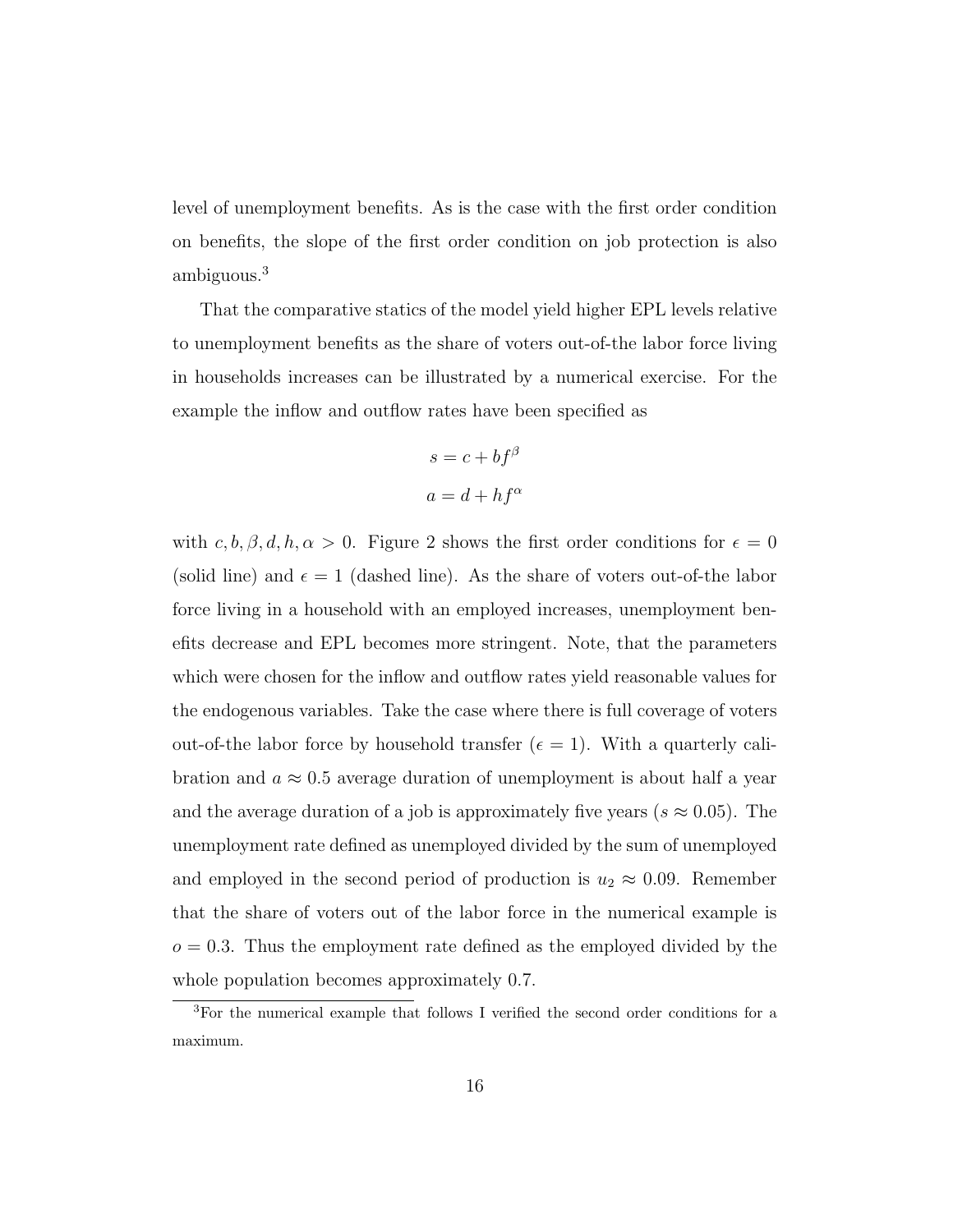level of unemployment benefits. As is the case with the first order condition on benefits, the slope of the first order condition on job protection is also ambiguous.[3]

That the comparative statics of the model yield higher EPL levels relative to unemployment benefits as the share of voters out-of-the labor force living in households increases can be illustrated by a numerical exercise. For the example the inflow and outflow rates have been specified as

$$s = c + bf^{\beta}$$

$$a = d + hf^{\alpha}$$

with $c, b, \beta, d, h, \alpha > 0$. Figure 2 shows the first order conditions for $\epsilon = 0$ (solid line) and $\epsilon = 1$ (dashed line). As the share of voters out-of-the labor force living in a household with an employed increases, unemployment benefits decrease and EPL becomes more stringent. Note, that the parameters which were chosen for the inflow and outflow rates yield reasonable values for the endogenous variables. Take the case where there is full coverage of voters out-of-the labor force by household transfer ($\epsilon = 1$). With a quarterly calibration and $a \approx 0.5$ average duration of unemployment is about half a year and the average duration of a job is approximately five years ($s \approx 0.05$). The unemployment rate defined as unemployed divided by the sum of unemployed and employed in the second period of production is $u_2 \approx 0.09$. Remember that the share of voters out of the labor force in the numerical example is $o = 0.3$. Thus the employment rate defined as the employed divided by the whole population becomes approximately 0.7.

[3] For the numerical example that follows I verified the second order conditions for a maximum.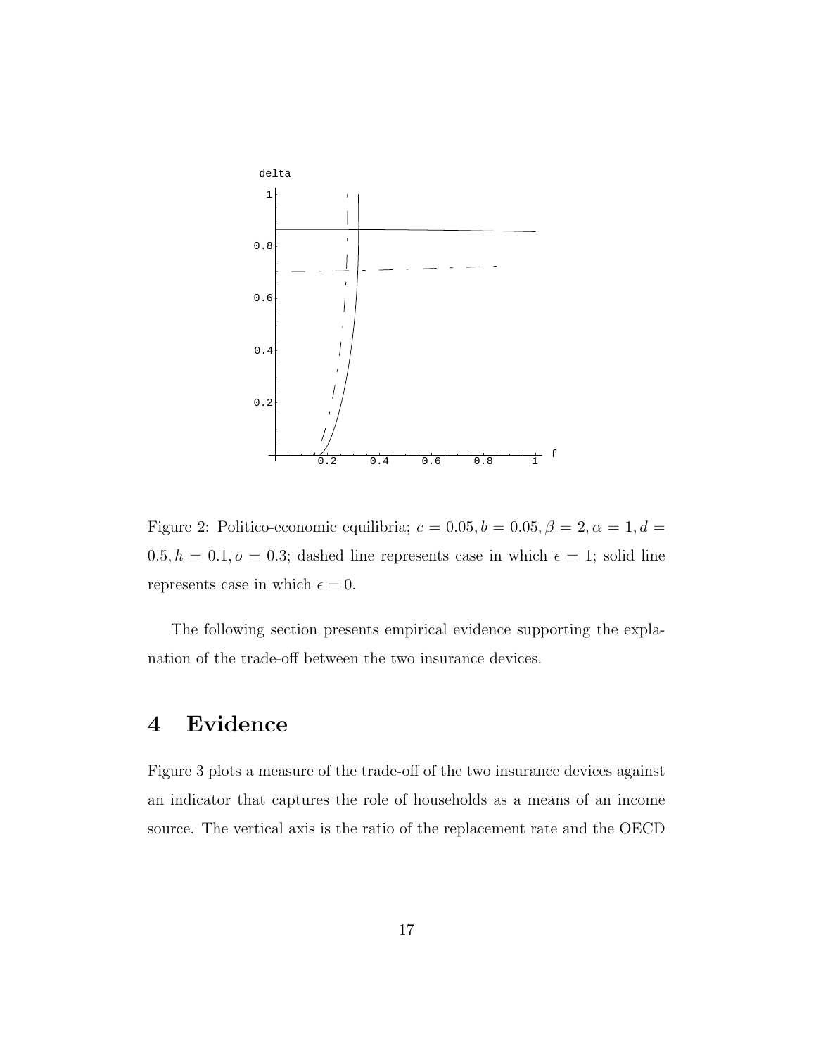Figure 2: Politico-economic equilibria; $c = 0.05, b = 0.05, \beta = 2, \alpha = 1, d = 0.5, h = 0.1, o = 0.3$; dashed line represents case in which $\epsilon = 1$; solid line represents case in which $\epsilon = 0$.

The following section presents empirical evidence supporting the explanation of the trade-off between the two insurance devices.

# 4 Evidence

Figure 3 plots a measure of the trade-off of the two insurance devices against an indicator that captures the role of households as a means of an income source. The vertical axis is the ratio of the replacement rate and the OECD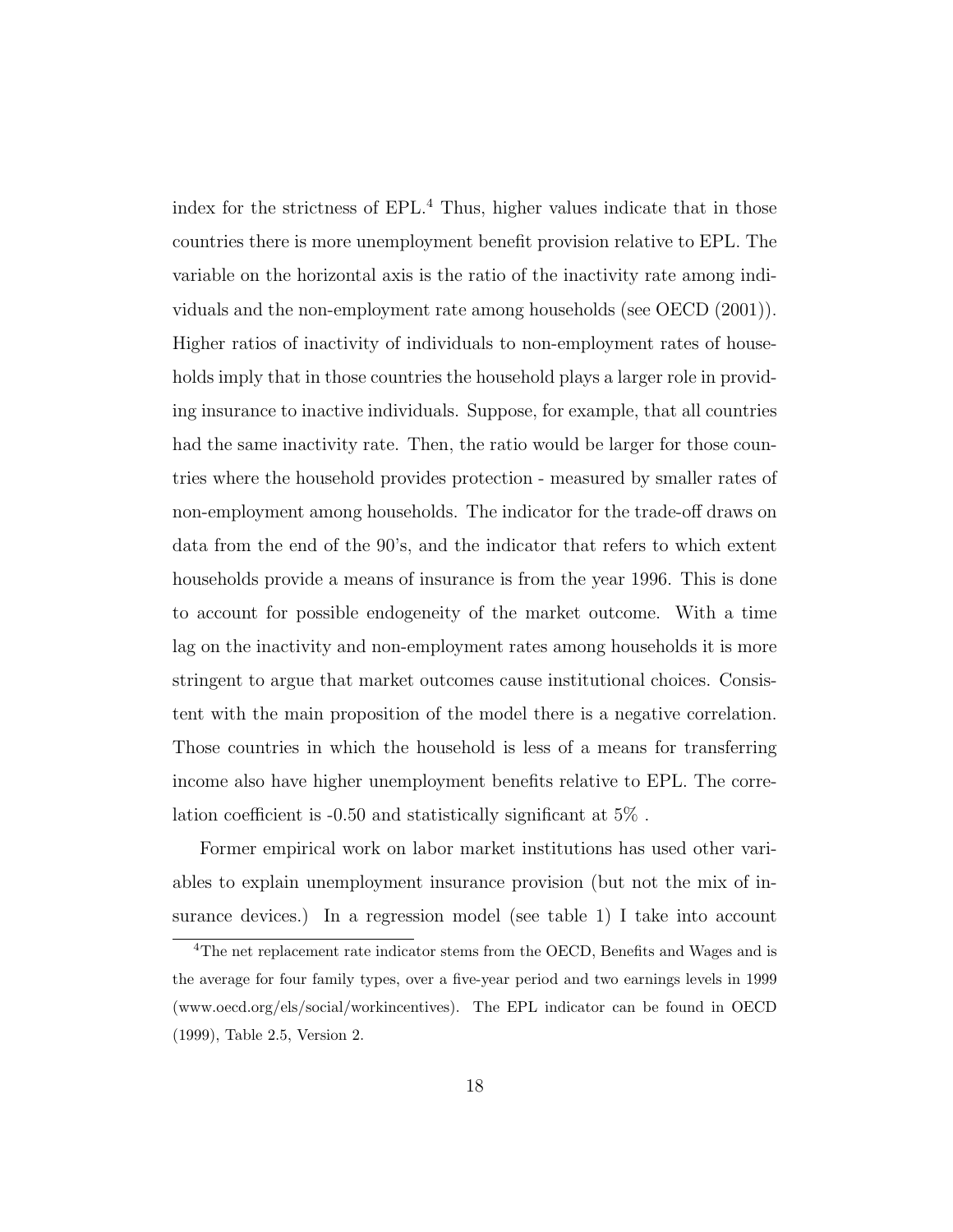index for the strictness of EPL.[4] Thus, higher values indicate that in those countries there is more unemployment benefit provision relative to EPL. The variable on the horizontal axis is the ratio of the inactivity rate among individuals and the non-employment rate among households (see OECD (2001)). Higher ratios of inactivity of individuals to non-employment rates of households imply that in those countries the household plays a larger role in providing insurance to inactive individuals. Suppose, for example, that all countries had the same inactivity rate. Then, the ratio would be larger for those countries where the household provides protection - measured by smaller rates of non-employment among households. The indicator for the trade-off draws on data from the end of the 90's, and the indicator that refers to which extent households provide a means of insurance is from the year 1996. This is done to account for possible endogeneity of the market outcome. With a time lag on the inactivity and non-employment rates among households it is more stringent to argue that market outcomes cause institutional choices. Consistent with the main proposition of the model there is a negative correlation. Those countries in which the household is less of a means for transferring income also have higher unemployment benefits relative to EPL. The correlation coefficient is -0.50 and statistically significant at 5% .

Former empirical work on labor market institutions has used other variables to explain unemployment insurance provision (but not the mix of insurance devices.) In a regression model (see table 1) I take into account

[4] The net replacement rate indicator stems from the OECD, Benefits and Wages and is the average for four family types, over a five-year period and two earnings levels in 1999 (www.oecd.org/els/social/workincentives). The EPL indicator can be found in OECD (1999), Table 2.5, Version 2.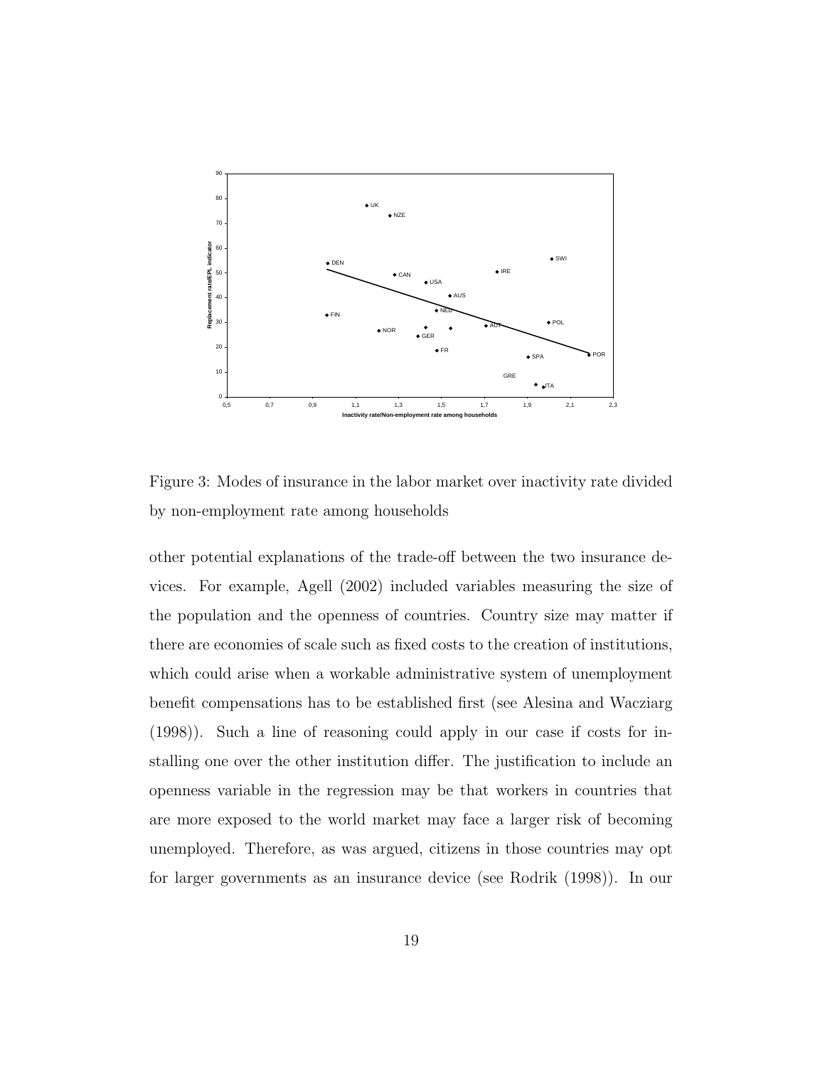Figure 3: Modes of insurance in the labor market over inactivity rate divided by non-employment rate among households

other potential explanations of the trade-off between the two insurance devices. For example, Agell (2002) included variables measuring the size of the population and the openness of countries. Country size may matter if there are economies of scale such as fixed costs to the creation of institutions, which could arise when a workable administrative system of unemployment benefit compensations has to be established first (see Alesina and Wacziarg (1998)). Such a line of reasoning could apply in our case if costs for installing one over the other institution differ. The justification to include an openness variable in the regression may be that workers in countries that are more exposed to the world market may face a larger risk of becoming unemployed. Therefore, as was argued, citizens in those countries may opt for larger governments as an insurance device (see Rodrik (1998)). In our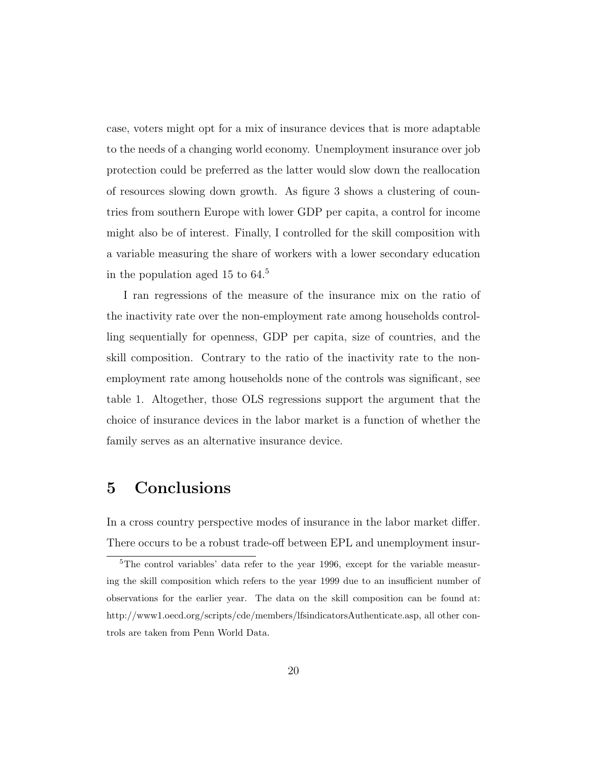case, voters might opt for a mix of insurance devices that is more adaptable to the needs of a changing world economy. Unemployment insurance over job protection could be preferred as the latter would slow down the reallocation of resources slowing down growth. As figure 3 shows a clustering of countries from southern Europe with lower GDP per capita, a control for income might also be of interest. Finally, I controlled for the skill composition with a variable measuring the share of workers with a lower secondary education in the population aged 15 to 64.[5]

I ran regressions of the measure of the insurance mix on the ratio of the inactivity rate over the non-employment rate among households controlling sequentially for openness, GDP per capita, size of countries, and the skill composition. Contrary to the ratio of the inactivity rate to the non-employment rate among households none of the controls was significant, see table 1. Altogether, those OLS regressions support the argument that the choice of insurance devices in the labor market is a function of whether the family serves as an alternative insurance device.

# 5 Conclusions

In a cross country perspective modes of insurance in the labor market differ. There occurs to be a robust trade-off between EPL and unemployment insur-

[5] The control variables' data refer to the year 1996, except for the variable measuring the skill composition which refers to the year 1999 due to an insufficient number of observations for the earlier year. The data on the skill composition can be found at: http://www1.oecd.org/scripts/cde/members/lfsindicatorsAuthenticate.asp, all other controls are taken from Penn World Data.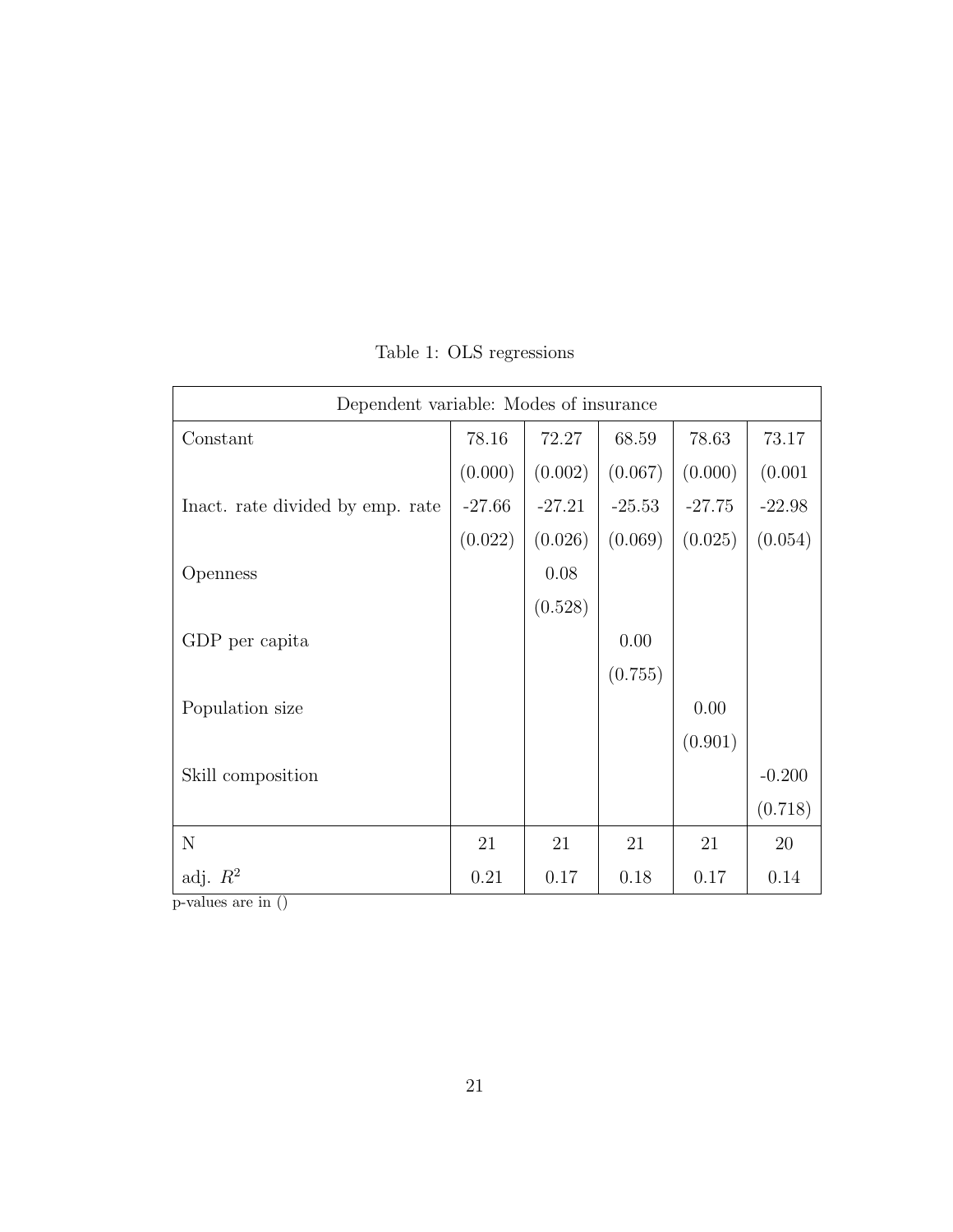Table 1: OLS regressions

| Dependent variable: Modes of insurance | | | | | |
|---|---|---|---|---|---|
| Constant | 78.16 | 72.27 | 68.59 | 78.63 | 73.17 |
| | (0.000) | (0.002) | (0.067) | (0.000) | (0.001 |
| Inact. rate divided by emp. rate | -27.66 | -27.21 | -25.53 | -27.75 | -22.98 |
| | (0.022) | (0.026) | (0.069) | (0.025) | (0.054) |
| Openness | | 0.08 | | | |
| | | (0.528) | | | |
| GDP per capita | | | 0.00 | | |
| | | | (0.755) | | |
| Population size | | | | 0.00 | |
| | | | | (0.901) | |
| Skill composition | | | | | -0.200 |
| | | | | | (0.718) |
| N | 21 | 21 | 21 | 21 | 20 |
| adj. $R^2$ | 0.21 | 0.17 | 0.18 | 0.17 | 0.14 |

p-values are in ()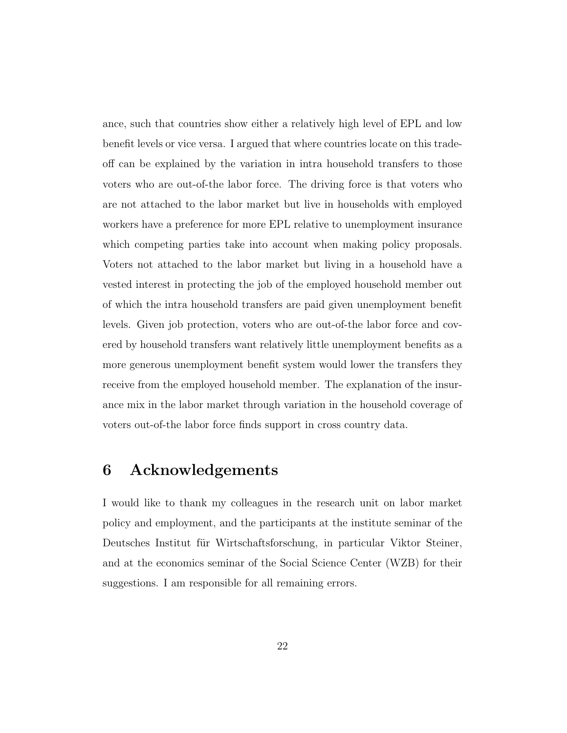ance, such that countries show either a relatively high level of EPL and low benefit levels or vice versa. I argued that where countries locate on this trade-off can be explained by the variation in intra household transfers to those voters who are out-of-the labor force. The driving force is that voters who are not attached to the labor market but live in households with employed workers have a preference for more EPL relative to unemployment insurance which competing parties take into account when making policy proposals. Voters not attached to the labor market but living in a household have a vested interest in protecting the job of the employed household member out of which the intra household transfers are paid given unemployment benefit levels. Given job protection, voters who are out-of-the labor force and covered by household transfers want relatively little unemployment benefits as a more generous unemployment benefit system would lower the transfers they receive from the employed household member. The explanation of the insurance mix in the labor market through variation in the household coverage of voters out-of-the labor force finds support in cross country data.

# 6 Acknowledgements

I would like to thank my colleagues in the research unit on labor market policy and employment, and the participants at the institute seminar of the Deutsches Institut für Wirtschaftsforschung, in particular Viktor Steiner, and at the economics seminar of the Social Science Center (WZB) for their suggestions. I am responsible for all remaining errors.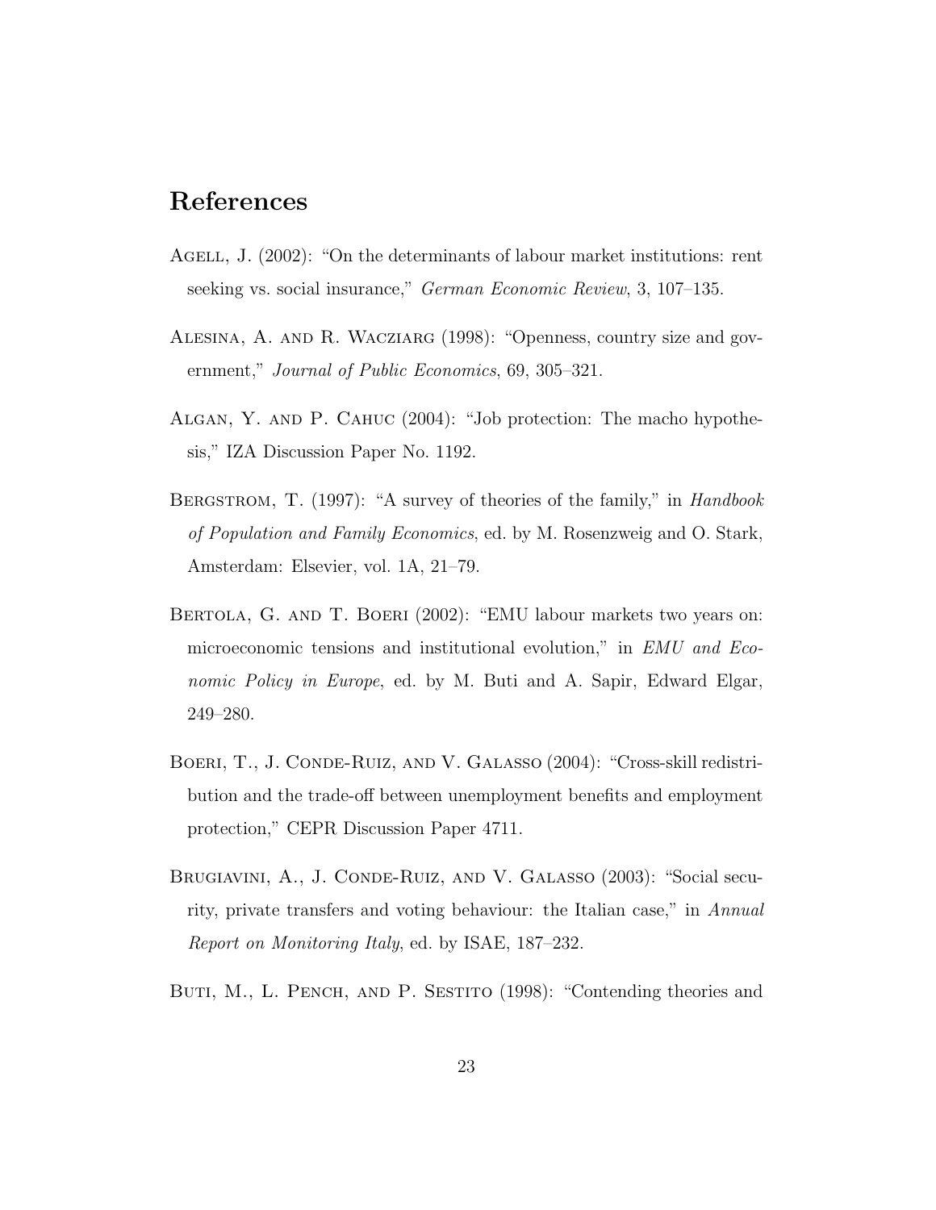# References

Agell, J. (2002): "On the determinants of labour market institutions: rent seeking vs. social insurance," *German Economic Review*, 3, 107–135.

Alesina, A. and R. Wacziarg (1998): "Openness, country size and government," *Journal of Public Economics*, 69, 305–321.

Algan, Y. and P. Cahuc (2004): "Job protection: The macho hypothesis," IZA Discussion Paper No. 1192.

Bergstrom, T. (1997): "A survey of theories of the family," in *Handbook of Population and Family Economics*, ed. by M. Rosenzweig and O. Stark, Amsterdam: Elsevier, vol. 1A, 21–79.

Bertola, G. and T. Boeri (2002): "EMU labour markets two years on: microeconomic tensions and institutional evolution," in *EMU and Economic Policy in Europe*, ed. by M. Buti and A. Sapir, Edward Elgar, 249–280.

Boeri, T., J. Conde-Ruiz, and V. Galasso (2004): "Cross-skill redistribution and the trade-off between unemployment benefits and employment protection," CEPR Discussion Paper 4711.

Brugiavini, A., J. Conde-Ruiz, and V. Galasso (2003): "Social security, private transfers and voting behaviour: the Italian case," in *Annual Report on Monitoring Italy*, ed. by ISAE, 187–232.

Buti, M., L. Pench, and P. Sestito (1998): "Contending theories and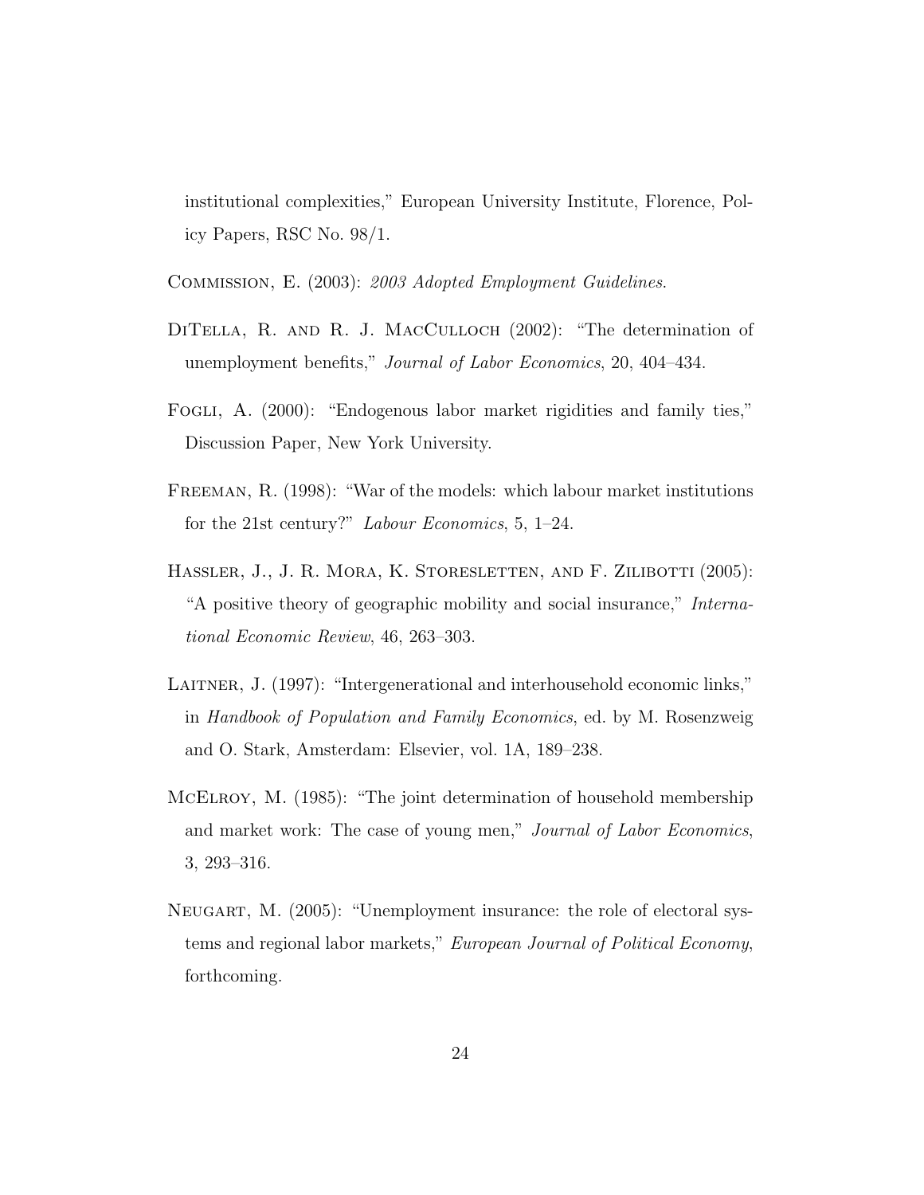institutional complexities," European University Institute, Florence, Policy Papers, RSC No. 98/1.

Commission, E. (2003): *2003 Adopted Employment Guidelines*.

DiTella, R. and R. J. MacCulloch (2002): "The determination of unemployment benefits," *Journal of Labor Economics*, 20, 404–434.

Fogli, A. (2000): "Endogenous labor market rigidities and family ties," Discussion Paper, New York University.

Freeman, R. (1998): "War of the models: which labour market institutions for the 21st century?" *Labour Economics*, 5, 1–24.

Hassler, J., J. R. Mora, K. Storesletten, and F. Zilibotti (2005): "A positive theory of geographic mobility and social insurance," *International Economic Review*, 46, 263–303.

Laitner, J. (1997): "Intergenerational and interhousehold economic links," in *Handbook of Population and Family Economics*, ed. by M. Rosenzweig and O. Stark, Amsterdam: Elsevier, vol. 1A, 189–238.

McElroy, M. (1985): "The joint determination of household membership and market work: The case of young men," *Journal of Labor Economics*, 3, 293–316.

Neugart, M. (2005): "Unemployment insurance: the role of electoral systems and regional labor markets," *European Journal of Political Economy*, forthcoming.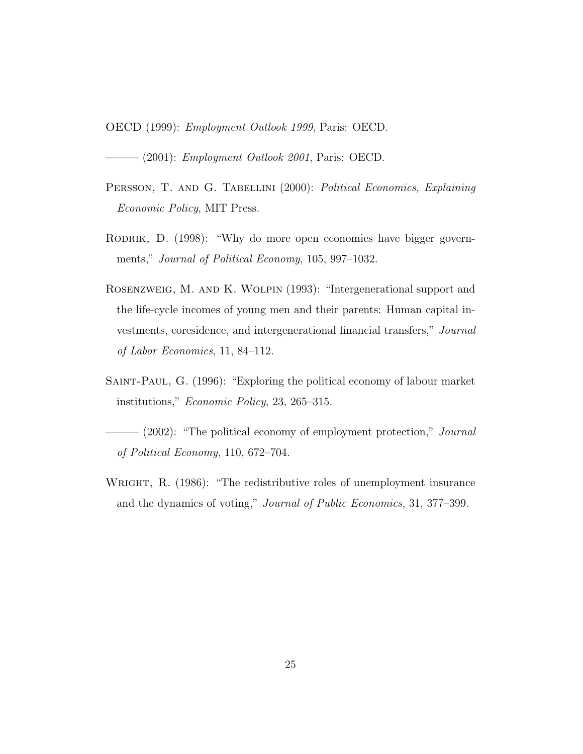OECD (1999): *Employment Outlook 1999*, Paris: OECD.

——— (2001): *Employment Outlook 2001*, Paris: OECD.

Persson, T. and G. Tabellini (2000): *Political Economics, Explaining Economic Policy*, MIT Press.

Rodrik, D. (1998): "Why do more open economies have bigger governments," *Journal of Political Economy*, 105, 997–1032.

Rosenzweig, M. and K. Wolpin (1993): "Intergenerational support and the life-cycle incomes of young men and their parents: Human capital investments, coresidence, and intergenerational financial transfers," *Journal of Labor Economics*, 11, 84–112.

Saint-Paul, G. (1996): "Exploring the political economy of labour market institutions," *Economic Policy*, 23, 265–315.

——— (2002): "The political economy of employment protection," *Journal of Political Economy*, 110, 672–704.

Wright, R. (1986): "The redistributive roles of unemployment insurance and the dynamics of voting," *Journal of Public Economics*, 31, 377–399.